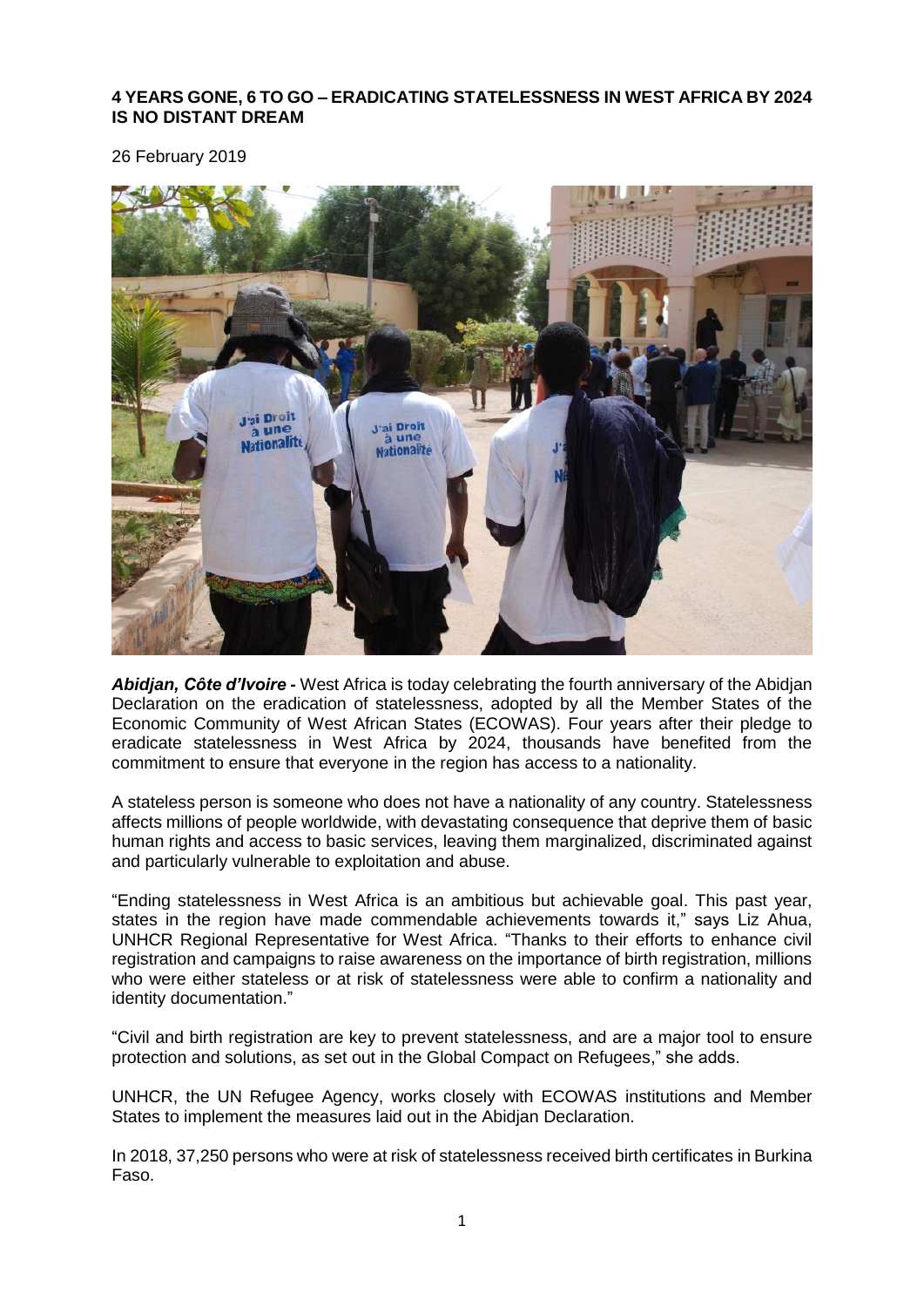**4 YEARS GONE, 6 TO GO – ERADICATING STATELESSNESS IN WEST AFRICA BY 2024 IS NO DISTANT DREAM**

26 February 2019

***Abidjan, Côte d'Ivoire* -** West Africa is today celebrating the fourth anniversary of the Abidjan Declaration on the eradication of statelessness, adopted by all the Member States of the Economic Community of West African States (ECOWAS). Four years after their pledge to eradicate statelessness in West Africa by 2024, thousands have benefited from the commitment to ensure that everyone in the region has access to a nationality.

A stateless person is someone who does not have a nationality of any country. Statelessness affects millions of people worldwide, with devastating consequence that deprive them of basic human rights and access to basic services, leaving them marginalized, discriminated against and particularly vulnerable to exploitation and abuse.

"Ending statelessness in West Africa is an ambitious but achievable goal. This past year, states in the region have made commendable achievements towards it," says Liz Ahua, UNHCR Regional Representative for West Africa. "Thanks to their efforts to enhance civil registration and campaigns to raise awareness on the importance of birth registration, millions who were either stateless or at risk of statelessness were able to confirm a nationality and identity documentation."

"Civil and birth registration are key to prevent statelessness, and are a major tool to ensure protection and solutions, as set out in the Global Compact on Refugees," she adds.

UNHCR, the UN Refugee Agency, works closely with ECOWAS institutions and Member States to implement the measures laid out in the Abidjan Declaration.

In 2018, 37,250 persons who were at risk of statelessness received birth certificates in Burkina Faso.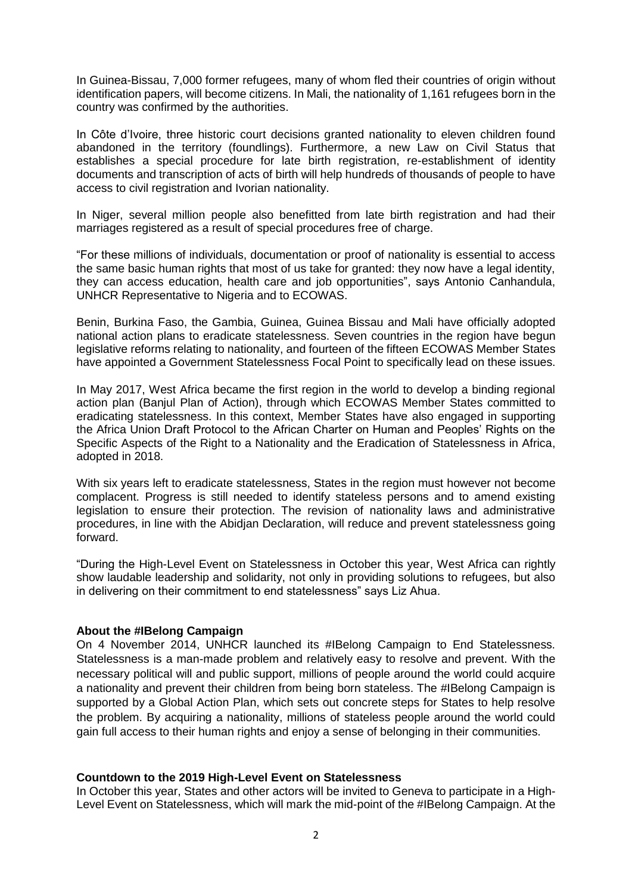In Guinea-Bissau, 7,000 former refugees, many of whom fled their countries of origin without identification papers, will become citizens. In Mali, the nationality of 1,161 refugees born in the country was confirmed by the authorities.

In Côte d'Ivoire, three historic court decisions granted nationality to eleven children found abandoned in the territory (foundlings). Furthermore, a new Law on Civil Status that establishes a special procedure for late birth registration, re-establishment of identity documents and transcription of acts of birth will help hundreds of thousands of people to have access to civil registration and Ivorian nationality.

In Niger, several million people also benefitted from late birth registration and had their marriages registered as a result of special procedures free of charge.

"For these millions of individuals, documentation or proof of nationality is essential to access the same basic human rights that most of us take for granted: they now have a legal identity, they can access education, health care and job opportunities", says Antonio Canhandula, UNHCR Representative to Nigeria and to ECOWAS.

Benin, Burkina Faso, the Gambia, Guinea, Guinea Bissau and Mali have officially adopted national action plans to eradicate statelessness. Seven countries in the region have begun legislative reforms relating to nationality, and fourteen of the fifteen ECOWAS Member States have appointed a Government Statelessness Focal Point to specifically lead on these issues.

In May 2017, West Africa became the first region in the world to develop a binding regional action plan (Banjul Plan of Action), through which ECOWAS Member States committed to eradicating statelessness. In this context, Member States have also engaged in supporting the Africa Union Draft Protocol to the African Charter on Human and Peoples' Rights on the Specific Aspects of the Right to a Nationality and the Eradication of Statelessness in Africa, adopted in 2018.

With six years left to eradicate statelessness, States in the region must however not become complacent. Progress is still needed to identify stateless persons and to amend existing legislation to ensure their protection. The revision of nationality laws and administrative procedures, in line with the Abidjan Declaration, will reduce and prevent statelessness going forward.

"During the High-Level Event on Statelessness in October this year, West Africa can rightly show laudable leadership and solidarity, not only in providing solutions to refugees, but also in delivering on their commitment to end statelessness" says Liz Ahua.

**About the #IBelong Campaign**

On 4 November 2014, UNHCR launched its #IBelong Campaign to End Statelessness. Statelessness is a man-made problem and relatively easy to resolve and prevent. With the necessary political will and public support, millions of people around the world could acquire a nationality and prevent their children from being born stateless. The #IBelong Campaign is supported by a Global Action Plan, which sets out concrete steps for States to help resolve the problem. By acquiring a nationality, millions of stateless people around the world could gain full access to their human rights and enjoy a sense of belonging in their communities.

**Countdown to the 2019 High-Level Event on Statelessness**

In October this year, States and other actors will be invited to Geneva to participate in a High-Level Event on Statelessness, which will mark the mid-point of the #IBelong Campaign. At the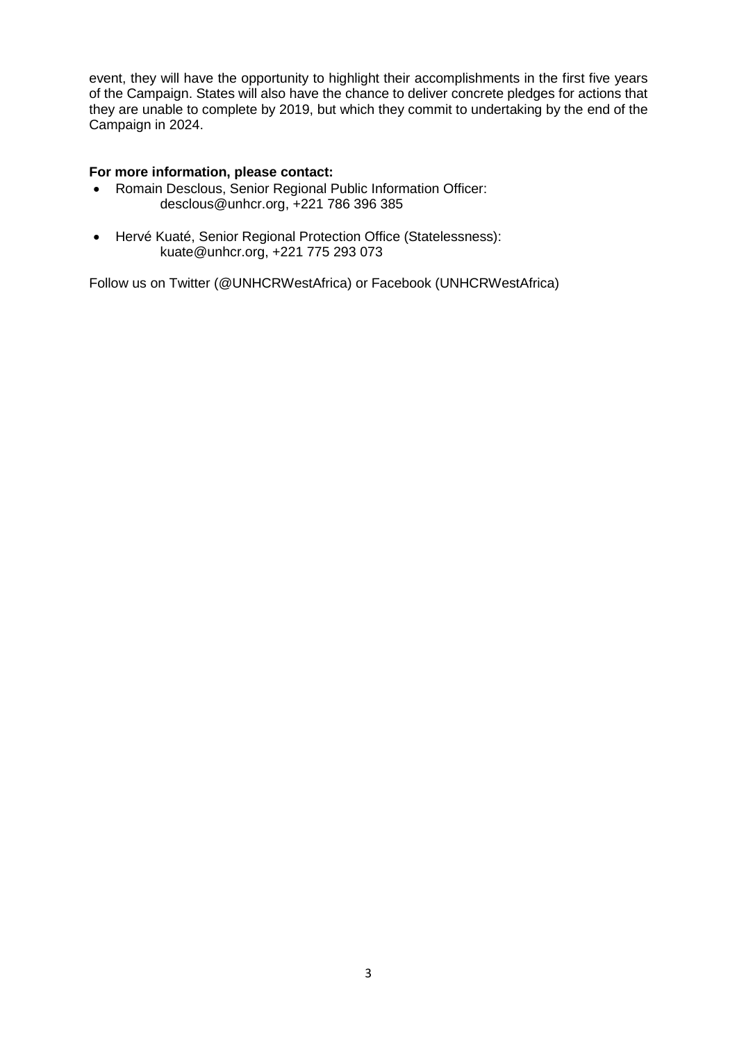event, they will have the opportunity to highlight their accomplishments in the first five years of the Campaign. States will also have the chance to deliver concrete pledges for actions that they are unable to complete by 2019, but which they commit to undertaking by the end of the Campaign in 2024.

**For more information, please contact:**

- Romain Desclous, Senior Regional Public Information Officer:
  desclous@unhcr.org, +221 786 396 385

- Hervé Kuaté, Senior Regional Protection Office (Statelessness):
  kuate@unhcr.org, +221 775 293 073

Follow us on Twitter (@UNHCRWestAfrica) or Facebook (UNHCRWestAfrica)